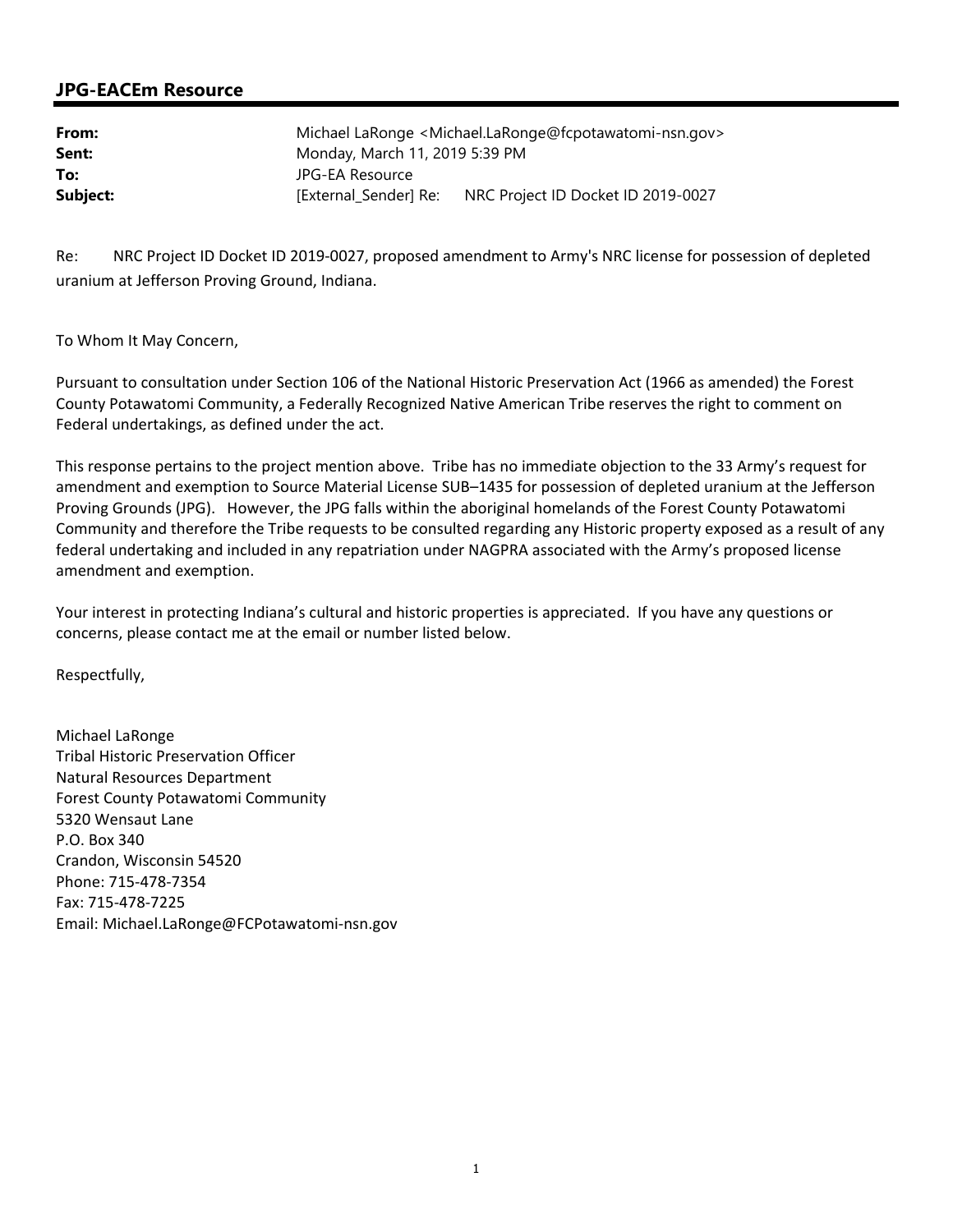## JPG-EACEm Resource

**From:** Michael LaRonge <Michael.LaRonge@fcpotawatomi-nsn.gov>
**Sent:** Monday, March 11, 2019 5:39 PM
**To:** JPG-EA Resource
**Subject:** [External_Sender] Re: NRC Project ID Docket ID 2019-0027

Re: NRC Project ID Docket ID 2019-0027, proposed amendment to Army's NRC license for possession of depleted uranium at Jefferson Proving Ground, Indiana.

To Whom It May Concern,

Pursuant to consultation under Section 106 of the National Historic Preservation Act (1966 as amended) the Forest County Potawatomi Community, a Federally Recognized Native American Tribe reserves the right to comment on Federal undertakings, as defined under the act.

This response pertains to the project mention above. Tribe has no immediate objection to the 33 Army's request for amendment and exemption to Source Material License SUB–1435 for possession of depleted uranium at the Jefferson Proving Grounds (JPG). However, the JPG falls within the aboriginal homelands of the Forest County Potawatomi Community and therefore the Tribe requests to be consulted regarding any Historic property exposed as a result of any federal undertaking and included in any repatriation under NAGPRA associated with the Army's proposed license amendment and exemption.

Your interest in protecting Indiana's cultural and historic properties is appreciated. If you have any questions or concerns, please contact me at the email or number listed below.

Respectfully,

Michael LaRonge
Tribal Historic Preservation Officer
Natural Resources Department
Forest County Potawatomi Community
5320 Wensaut Lane
P.O. Box 340
Crandon, Wisconsin 54520
Phone: 715-478-7354
Fax: 715-478-7225
Email: Michael.LaRonge@FCPotawatomi-nsn.gov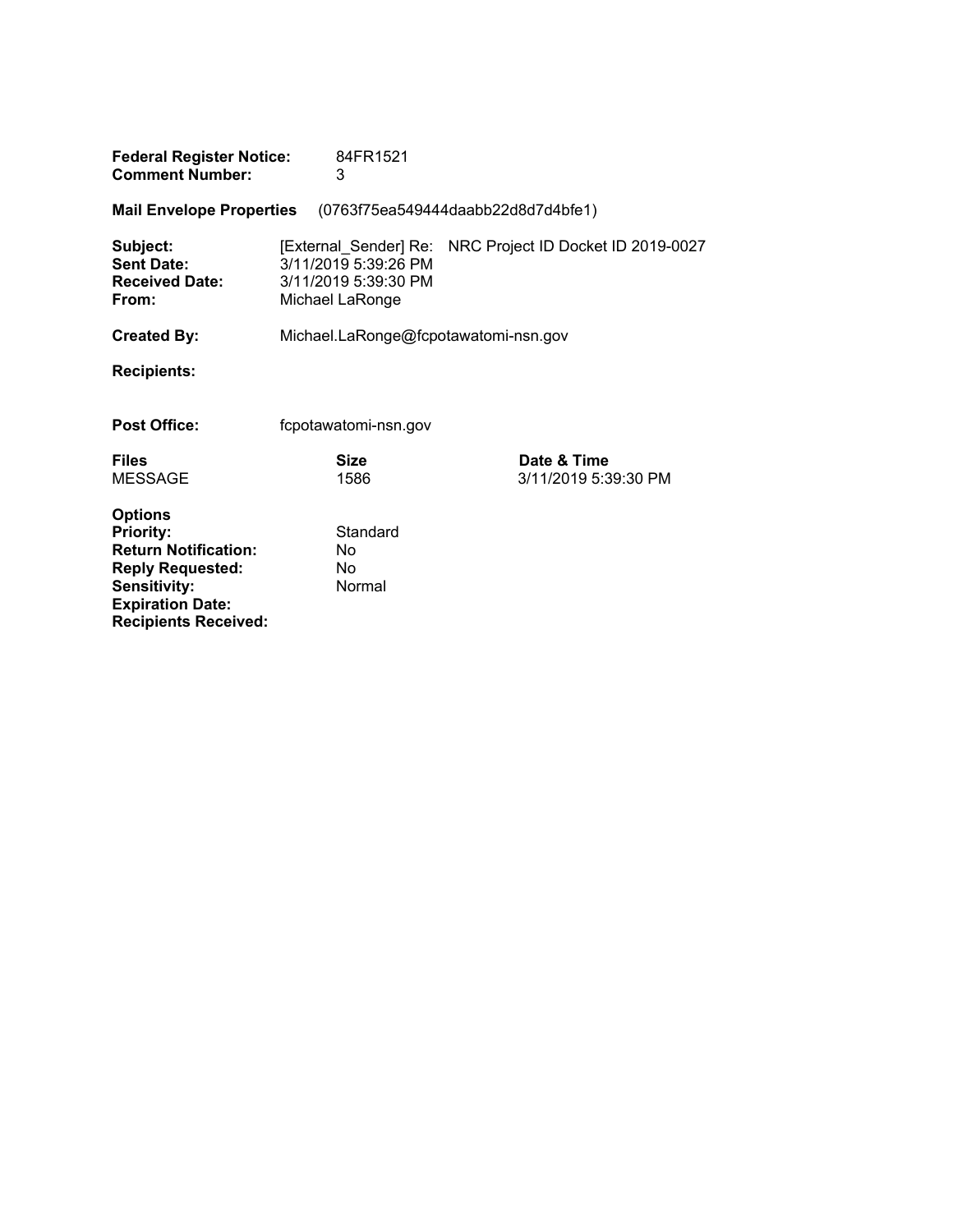**Federal Register Notice:** 84FR1521
**Comment Number:** 3

**Mail Envelope Properties** (0763f75ea549444daabb22d8d7d4bfe1)

**Subject:** [External_Sender] Re: NRC Project ID Docket ID 2019-0027
**Sent Date:** 3/11/2019 5:39:26 PM
**Received Date:** 3/11/2019 5:39:30 PM
**From:** Michael LaRonge

**Created By:** Michael.LaRonge@fcpotawatomi-nsn.gov

**Recipients:**

**Post Office:** fcpotawatomi-nsn.gov

| Files | Size | Date & Time |
| --- | --- | --- |
| MESSAGE | 1586 | 3/11/2019 5:39:30 PM |

**Options**
**Priority:** Standard
**Return Notification:** No
**Reply Requested:** No
**Sensitivity:** Normal
**Expiration Date:**
**Recipients Received:**